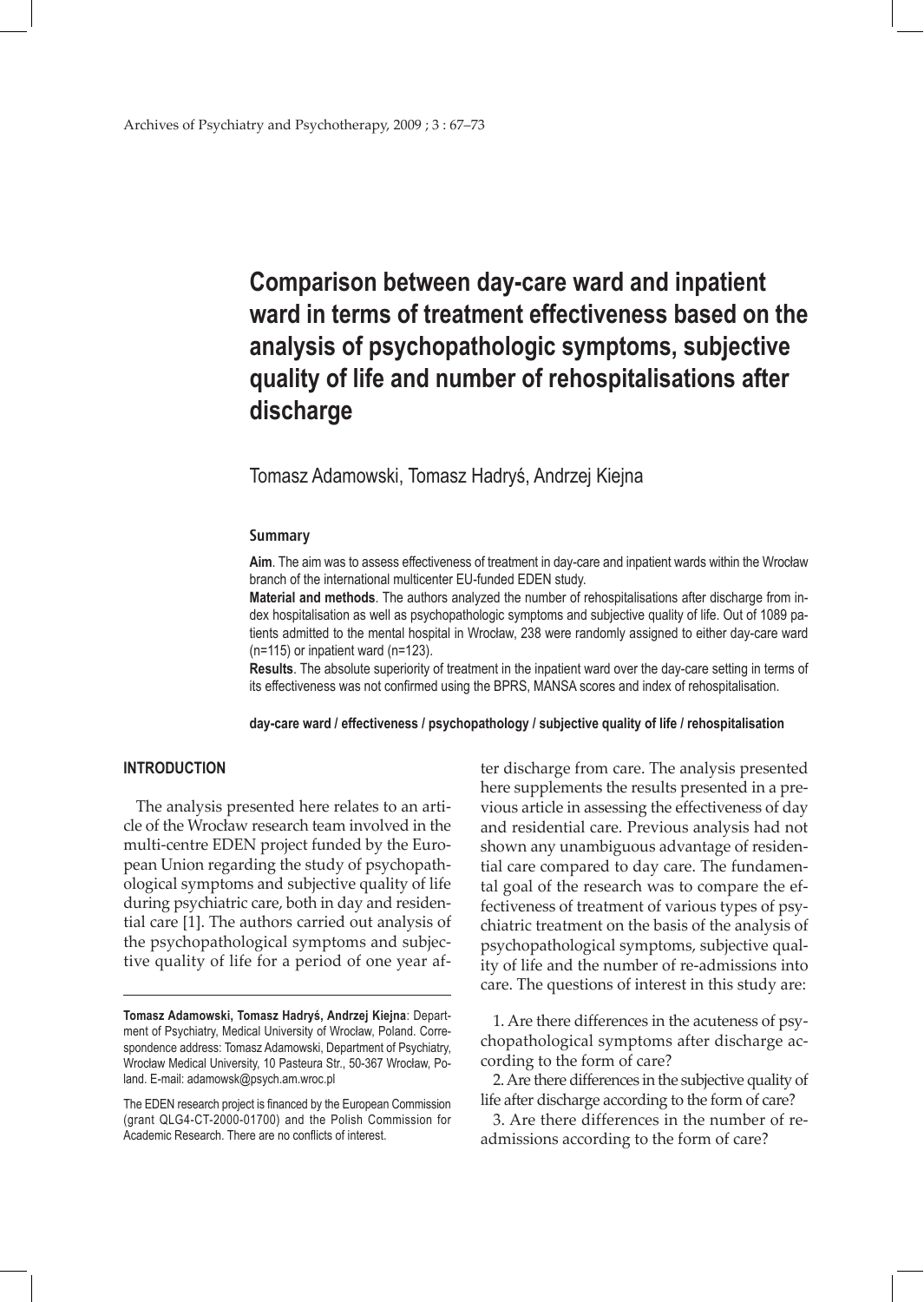# Comparison between day-care ward and inpatient ward in terms of treatment effectiveness based on the analysis of psychopathologic symptoms, subjective quality of life and number of rehospitalisations after discharge

Tomasz Adamowski, Tomasz Hadryś, Andrzej Kiejna

## Summary

**Aim**. The aim was to assess effectiveness of treatment in day-care and inpatient wards within the Wrocław branch of the international multicenter EU-funded EDEN study.

**Material and methods**. The authors analyzed the number of rehospitalisations after discharge from index hospitalisation as well as psychopathologic symptoms and subjective quality of life. Out of 1089 patients admitted to the mental hospital in Wrocław, 238 were randomly assigned to either day-care ward (n=115) or inpatient ward (n=123).

**Results**. The absolute superiority of treatment in the inpatient ward over the day-care setting in terms of its effectiveness was not confirmed using the BPRS, MANSA scores and index of rehospitalisation.

**day-care ward / effectiveness / psychopathology / subjective quality of life / rehospitalisation**

## INTRODUCTION

The analysis presented here relates to an article of the Wrocław research team involved in the multi-centre EDEN project funded by the European Union regarding the study of psychopathological symptoms and subjective quality of life during psychiatric care, both in day and residential care [1]. The authors carried out analysis of the psychopathological symptoms and subjective quality of life for a period of one year after discharge from care. The analysis presented here supplements the results presented in a previous article in assessing the effectiveness of day and residential care. Previous analysis had not shown any unambiguous advantage of residential care compared to day care. The fundamental goal of the research was to compare the effectiveness of treatment of various types of psychiatric treatment on the basis of the analysis of psychopathological symptoms, subjective quality of life and the number of re-admissions into care. The questions of interest in this study are:

1. Are there differences in the acuteness of psychopathological symptoms after discharge according to the form of care?

2. Are there differences in the subjective quality of life after discharge according to the form of care?

3. Are there differences in the number of readmissions according to the form of care?

---

**Tomasz Adamowski, Tomasz Hadryś, Andrzej Kiejna**: Department of Psychiatry, Medical University of Wrocław, Poland. Correspondence address: Tomasz Adamowski, Department of Psychiatry, Wrocław Medical University, 10 Pasteura Str., 50-367 Wrocław, Poland. E-mail: adamowsk@psych.am.wroc.pl

The EDEN research project is financed by the European Commission (grant QLG4-CT-2000-01700) and the Polish Commission for Academic Research. There are no conflicts of interest.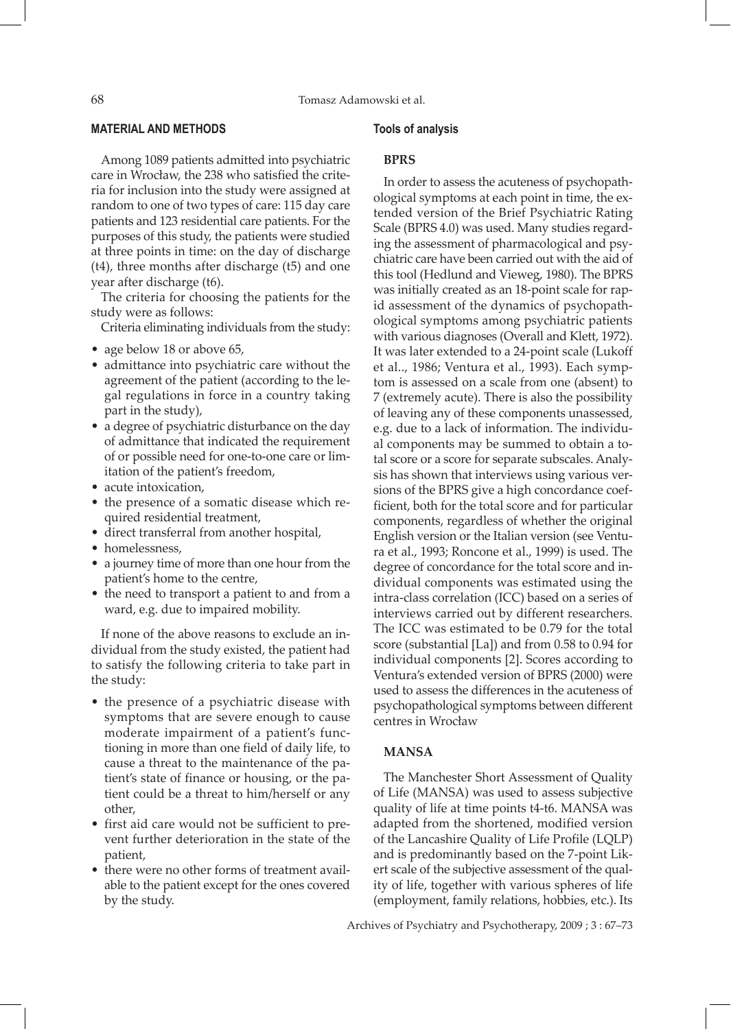## MATERIAL AND METHODS

Among 1089 patients admitted into psychiatric care in Wrocław, the 238 who satisfied the criteria for inclusion into the study were assigned at random to one of two types of care: 115 day care patients and 123 residential care patients. For the purposes of this study, the patients were studied at three points in time: on the day of discharge (t4), three months after discharge (t5) and one year after discharge (t6).

The criteria for choosing the patients for the study were as follows:

Criteria eliminating individuals from the study:

- age below 18 or above 65,
- admittance into psychiatric care without the agreement of the patient (according to the legal regulations in force in a country taking part in the study),
- a degree of psychiatric disturbance on the day of admittance that indicated the requirement of or possible need for one-to-one care or limitation of the patient's freedom,
- acute intoxication,
- the presence of a somatic disease which required residential treatment,
- direct transferral from another hospital,
- homelessness,
- a journey time of more than one hour from the patient's home to the centre,
- the need to transport a patient to and from a ward, e.g. due to impaired mobility.

If none of the above reasons to exclude an individual from the study existed, the patient had to satisfy the following criteria to take part in the study:

- the presence of a psychiatric disease with symptoms that are severe enough to cause moderate impairment of a patient's functioning in more than one field of daily life, to cause a threat to the maintenance of the patient's state of finance or housing, or the patient could be a threat to him/herself or any other,
- first aid care would not be sufficient to prevent further deterioration in the state of the patient,
- there were no other forms of treatment available to the patient except for the ones covered by the study.

### Tools of analysis

#### BPRS

In order to assess the acuteness of psychopathological symptoms at each point in time, the extended version of the Brief Psychiatric Rating Scale (BPRS 4.0) was used. Many studies regarding the assessment of pharmacological and psychiatric care have been carried out with the aid of this tool (Hedlund and Vieweg, 1980). The BPRS was initially created as an 18-point scale for rapid assessment of the dynamics of psychopathological symptoms among psychiatric patients with various diagnoses (Overall and Klett, 1972). It was later extended to a 24-point scale (Lukoff et al.., 1986; Ventura et al., 1993). Each symptom is assessed on a scale from one (absent) to 7 (extremely acute). There is also the possibility of leaving any of these components unassessed, e.g. due to a lack of information. The individual components may be summed to obtain a total score or a score for separate subscales. Analysis has shown that interviews using various versions of the BPRS give a high concordance coefficient, both for the total score and for particular components, regardless of whether the original English version or the Italian version (see Ventura et al., 1993; Roncone et al., 1999) is used. The degree of concordance for the total score and individual components was estimated using the intra-class correlation (ICC) based on a series of interviews carried out by different researchers. The ICC was estimated to be 0.79 for the total score (substantial [La]) and from 0.58 to 0.94 for individual components [2]. Scores according to Ventura's extended version of BPRS (2000) were used to assess the differences in the acuteness of psychopathological symptoms between different centres in Wrocław

#### MANSA

The Manchester Short Assessment of Quality of Life (MANSA) was used to assess subjective quality of life at time points t4-t6. MANSA was adapted from the shortened, modified version of the Lancashire Quality of Life Profile (LQLP) and is predominantly based on the 7-point Likert scale of the subjective assessment of the quality of life, together with various spheres of life (employment, family relations, hobbies, etc.). Its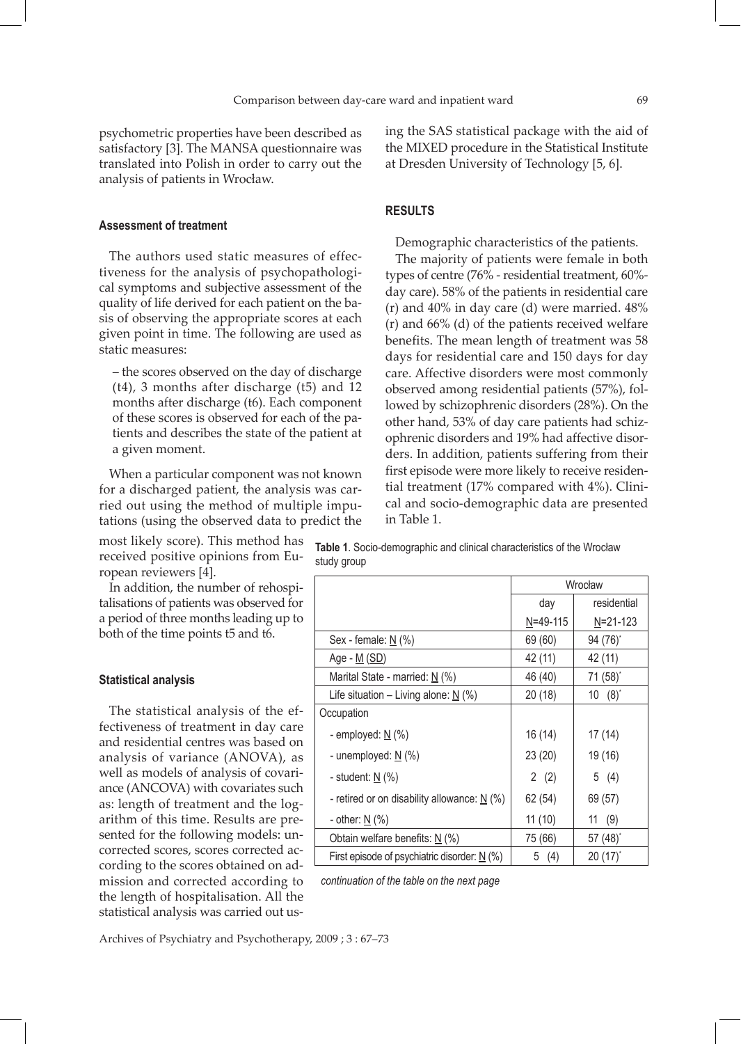psychometric properties have been described as satisfactory [3]. The MANSA questionnaire was translated into Polish in order to carry out the analysis of patients in Wrocław.

### Assessment of treatment

The authors used static measures of effectiveness for the analysis of psychopathological symptoms and subjective assessment of the quality of life derived for each patient on the basis of observing the appropriate scores at each given point in time. The following are used as static measures:

– the scores observed on the day of discharge (t4), 3 months after discharge (t5) and 12 months after discharge (t6). Each component of these scores is observed for each of the patients and describes the state of the patient at a given moment.

When a particular component was not known for a discharged patient, the analysis was carried out using the method of multiple imputations (using the observed data to predict the most likely score). This method has received positive opinions from European reviewers [4].

In addition, the number of rehospitalisations of patients was observed for a period of three months leading up to both of the time points t5 and t6.

### Statistical analysis

The statistical analysis of the effectiveness of treatment in day care and residential centres was based on analysis of variance (ANOVA), as well as models of analysis of covariance (ANCOVA) with covariates such as: length of treatment and the logarithm of this time. Results are presented for the following models: uncorrected scores, scores corrected according to the scores obtained on admission and corrected according to the length of hospitalisation. All the statistical analysis was carried out using the SAS statistical package with the aid of the MIXED procedure in the Statistical Institute at Dresden University of Technology [5, 6].

## RESULTS

Demographic characteristics of the patients.

The majority of patients were female in both types of centre (76% - residential treatment, 60%-day care). 58% of the patients in residential care (r) and 40% in day care (d) were married. 48% (r) and 66% (d) of the patients received welfare benefits. The mean length of treatment was 58 days for residential care and 150 days for day care. Affective disorders were most commonly observed among residential patients (57%), followed by schizophrenic disorders (28%). On the other hand, 53% of day care patients had schizophrenic disorders and 19% had affective disorders. In addition, patients suffering from their first episode were more likely to receive residential treatment (17% compared with 4%). Clinical and socio-demographic data are presented in Table 1.

**Table 1**. Socio-demographic and clinical characteristics of the Wrocław study group

| | Wrocław | |
|---|---|---|
| | day | residential |
| | N=49-115 | N=21-123 |
| Sex - female: N (%) | 69 (60) | 94 (76)* |
| Age - M (SD) | 42 (11) | 42 (11) |
| Marital State - married: N (%) | 46 (40) | 71 (58)* |
| Life situation – Living alone: N (%) | 20 (18) | 10 (8)* |
| Occupation | | |
| - employed: N (%) | 16 (14) | 17 (14) |
| - unemployed: N (%) | 23 (20) | 19 (16) |
| - student: N (%) | 2 (2) | 5 (4) |
| - retired or on disability allowance: N (%) | 62 (54) | 69 (57) |
| - other: N (%) | 11 (10) | 11 (9) |
| Obtain welfare benefits: N (%) | 75 (66) | 57 (48)* |
| First episode of psychiatric disorder: N (%) | 5 (4) | 20 (17)* |

*continuation of the table on the next page*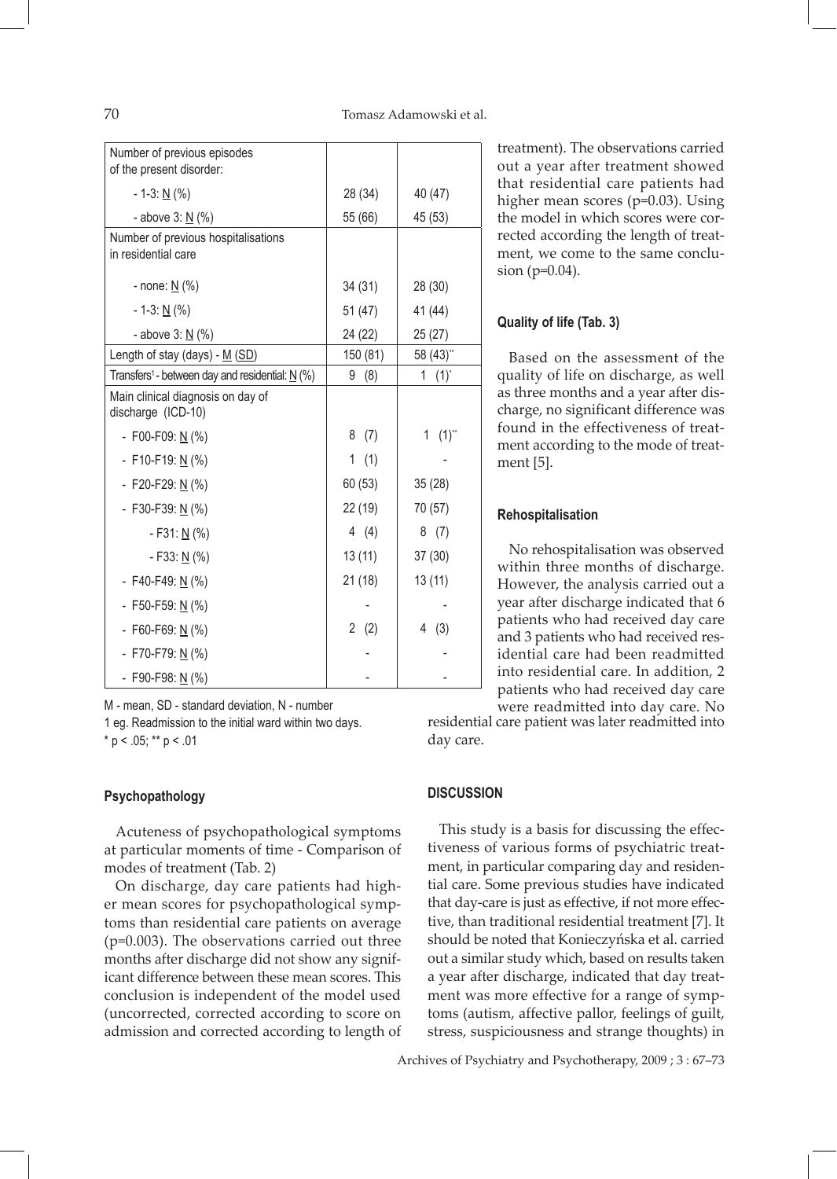| Number of previous episodes of the present disorder: | | |
|---|---|---|
| - 1-3: N (%) | 28 (34) | 40 (47) |
| - above 3: N (%) | 55 (66) | 45 (53) |
| Number of previous hospitalisations in residential care | | |
| - none: N (%) | 34 (31) | 28 (30) |
| - 1-3: N (%) | 51 (47) | 41 (44) |
| - above 3: N (%) | 24 (22) | 25 (27) |
| Length of stay (days) - M (SD) | 150 (81) | 58 (43)** |
| Transfers[1] - between day and residential: N (%) | 9 (8) | 1 (1)* |
| Main clinical diagnosis on day of discharge (ICD-10) | | |
| - F00-F09: N (%) | 8 (7) | 1 (1)** |
| - F10-F19: N (%) | 1 (1) | - |
| - F20-F29: N (%) | 60 (53) | 35 (28) |
| - F30-F39: N (%) | 22 (19) | 70 (57) |
| - F31: N (%) | 4 (4) | 8 (7) |
| - F33: N (%) | 13 (11) | 37 (30) |
| - F40-F49: N (%) | 21 (18) | 13 (11) |
| - F50-F59: N (%) | - | - |
| - F60-F69: N (%) | 2 (2) | 4 (3) |
| - F70-F79: N (%) | - | - |
| - F90-F98: N (%) | - | - |

M - mean, SD - standard deviation, N - number

1 eg. Readmission to the initial ward within two days.

* p < .05; ** p < .01

#### Psychopathology

Acuteness of psychopathological symptoms at particular moments of time - Comparison of modes of treatment (Tab. 2)

On discharge, day care patients had higher mean scores for psychopathological symptoms than residential care patients on average (p=0.003). The observations carried out three months after discharge did not show any significant difference between these mean scores. This conclusion is independent of the model used (uncorrected, corrected according to score on admission and corrected according to length of treatment). The observations carried out a year after treatment showed that residential care patients had higher mean scores (p=0.03). Using the model in which scores were corrected according the length of treatment, we come to the same conclusion (p=0.04).

#### Quality of life (Tab. 3)

Based on the assessment of the quality of life on discharge, as well as three months and a year after discharge, no significant difference was found in the effectiveness of treatment according to the mode of treatment [5].

#### Rehospitalisation

No rehospitalisation was observed within three months of discharge. However, the analysis carried out a year after discharge indicated that 6 patients who had received day care and 3 patients who had received residential care had been readmitted into residential care. In addition, 2 patients who had received day care were readmitted into day care. No residential care patient was later readmitted into day care.

## DISCUSSION

This study is a basis for discussing the effectiveness of various forms of psychiatric treatment, in particular comparing day and residential care. Some previous studies have indicated that day-care is just as effective, if not more effective, than traditional residential treatment [7]. It should be noted that Konieczyńska et al. carried out a similar study which, based on results taken a year after discharge, indicated that day treatment was more effective for a range of symptoms (autism, affective pallor, feelings of guilt, stress, suspiciousness and strange thoughts) in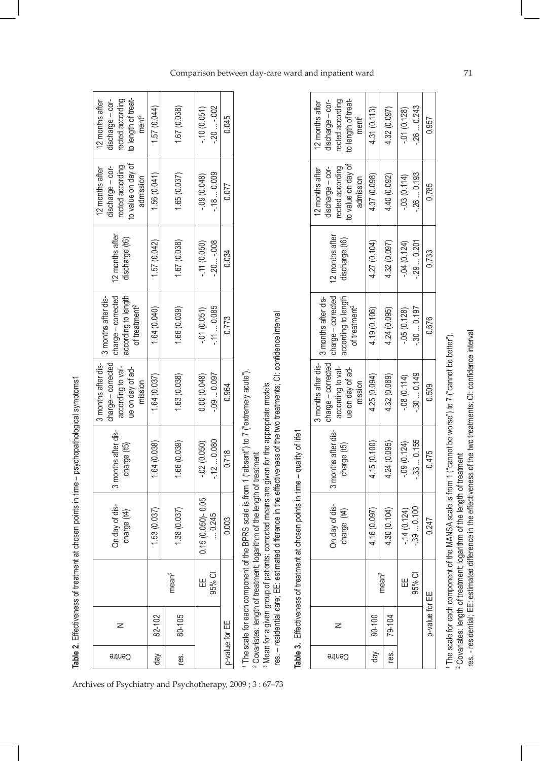**Table 2.** Effectiveness of treatment at chosen points in time – psychopathological symptoms1

| Centre | N | | On day of discharge (t4) | 3 months after discharge (t5) | 3 months after discharge – corrected according to value on day of admission | 3 months after discharge – corrected according to length of treatment[2] | 12 months after discharge (t6) | 12 months after discharge – corrected according to value on day of admission | 12 months after discharge – corrected according to length of treatment[2] |
|---|---|---|---|---|---|---|---|---|---|
| day | 82-102 | mean[3] | 1.53 (0.037) | 1.64 (0.038) | 1.64 (0.037) | 1.64 (0.040) | 1.57 (0.042) | 1.56 (0.041) | 1.57 (0.044) |
| res. | 80-105 | | 1.38 (0.037) | 1.66 (0.039) | 1.63 (0.038) | 1.66 (0.039) | 1.67 (0.038) | 1.65 (0.037) | 1.67 (0.038) |
| | | EE<br>95% CI | 0.15 (0.050)- 0.05 ... 0.245 | -.02 (0.050)<br>-.12 ... 0.080 | 0.00 (0.048)<br>-.09 ... 0.097 | -.01 (0.051)<br>-.11 ... 0.085 | -.11 (0.050)<br>-.20... -.008 | -.09 (0.048)<br>-.18 ... 0.009 | -.10 (0.051)<br>-.20 ... -.002 |
| p-value for EE | | | 0.003 | 0.718 | 0.964 | 0.773 | 0.034 | 0.077 | 0.045 |

[1] The scale for each component of the BPRS scale is from 1 ("absent") to 7 ("extremely acute").
[2] Covariates: length of treatment; logarithm of the length of treatment
[3] Mean for a given group of patients: corrected means are given for the appropriate models
res. – residential care; EE: estimated difference in the effectiveness of the two treatments; CI: confidence interval

**Table 3.** Effectiveness of treatment at chosen points in time – quality of life1

| Centre | N | | On day of discharge (t4) | 3 months after discharge (t5) | 3 months after discharge – corrected according to value on day of admission | 3 months after discharge – corrected according to length of treatment[2] | 12 months after discharge (t6) | 12 months after discharge – corrected according to value on day of admission | 12 months after discharge – corrected according to length of treatment[2] |
|---|---|---|---|---|---|---|---|---|---|
| day | 80-100 | mean[3] | 4.16 (0.097) | 4.15 (0.100) | 4.25 (0.094) | 4.19 (0.106) | 4.27 (0.104) | 4.37 (0.098) | 4.31 (0.113) |
| res. | 79-104 | | 4.30 (0.104) | 4.24 (0.095) | 4.32 (0.089) | 4.24 (0.095) | 4.32 (0.097) | 4.40 (0.092) | 4.32 (0.097) |
| | | EE<br>95% CI | -.14 (0.124)<br>-.39 ... 0.100 | -.09 (0.124)<br>-.33 ... 0.155 | -.08 (0.114)<br>-.30 ... 0.149 | -.05 (0.128)<br>-.30 ... 0.197 | -.04 (0.124)<br>-.29... 0.201 | -.03 (0.114)<br>-.26 ... 0.193 | -.01 (0.128)<br>-.26 ... 0.243 |
| p-value for EE | | | 0.247 | 0.475 | 0.509 | 0.676 | 0.733 | 0.785 | 0.957 |

[1] The scale for each component of the MANSA scale is from 1 ("cannot be worse") to 7 ("cannot be better").
[2] Covariates: length of treatment; logarithm of the length of treatment
res. - residential; EE: estimated difference in the effectiveness of the two treatments; CI: confidence interval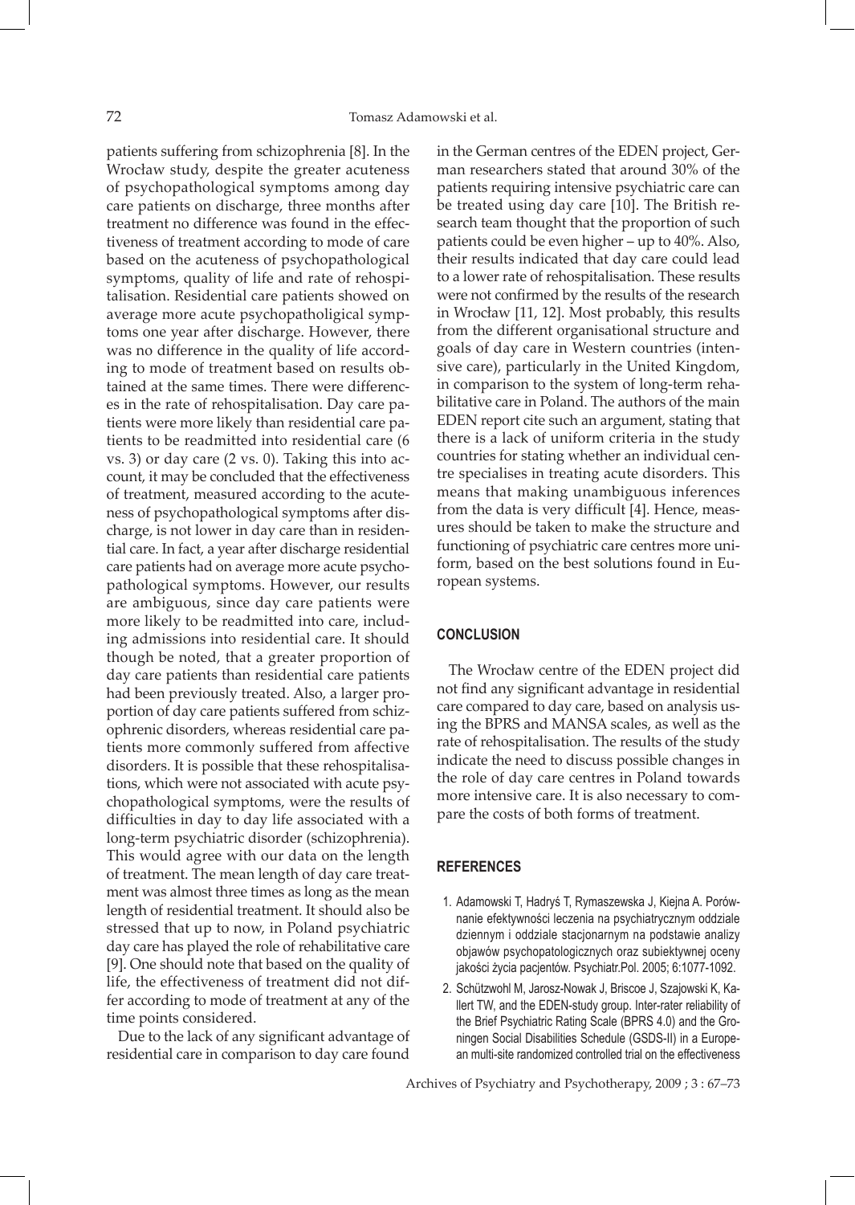patients suffering from schizophrenia [8]. In the Wrocław study, despite the greater acuteness of psychopathological symptoms among day care patients on discharge, three months after treatment no difference was found in the effectiveness of treatment according to mode of care based on the acuteness of psychopathological symptoms, quality of life and rate of rehospitalisation. Residential care patients showed on average more acute psychopatholigical symptoms one year after discharge. However, there was no difference in the quality of life according to mode of treatment based on results obtained at the same times. There were differences in the rate of rehospitalisation. Day care patients were more likely than residential care patients to be readmitted into residential care (6 vs. 3) or day care (2 vs. 0). Taking this into account, it may be concluded that the effectiveness of treatment, measured according to the acuteness of psychopathological symptoms after discharge, is not lower in day care than in residential care. In fact, a year after discharge residential care patients had on average more acute psychopathological symptoms. However, our results are ambiguous, since day care patients were more likely to be readmitted into care, including admissions into residential care. It should though be noted, that a greater proportion of day care patients than residential care patients had been previously treated. Also, a larger proportion of day care patients suffered from schizophrenic disorders, whereas residential care patients more commonly suffered from affective disorders. It is possible that these rehospitalisations, which were not associated with acute psychopathological symptoms, were the results of difficulties in day to day life associated with a long-term psychiatric disorder (schizophrenia). This would agree with our data on the length of treatment. The mean length of day care treatment was almost three times as long as the mean length of residential treatment. It should also be stressed that up to now, in Poland psychiatric day care has played the role of rehabilitative care [9]. One should note that based on the quality of life, the effectiveness of treatment did not differ according to mode of treatment at any of the time points considered.

Due to the lack of any significant advantage of residential care in comparison to day care found in the German centres of the EDEN project, German researchers stated that around 30% of the patients requiring intensive psychiatric care can be treated using day care [10]. The British research team thought that the proportion of such patients could be even higher – up to 40%. Also, their results indicated that day care could lead to a lower rate of rehospitalisation. These results were not confirmed by the results of the research in Wrocław [11, 12]. Most probably, this results from the different organisational structure and goals of day care in Western countries (intensive care), particularly in the United Kingdom, in comparison to the system of long-term rehabilitative care in Poland. The authors of the main EDEN report cite such an argument, stating that there is a lack of uniform criteria in the study countries for stating whether an individual centre specialises in treating acute disorders. This means that making unambiguous inferences from the data is very difficult [4]. Hence, measures should be taken to make the structure and functioning of psychiatric care centres more uniform, based on the best solutions found in European systems.

## CONCLUSION

The Wrocław centre of the EDEN project did not find any significant advantage in residential care compared to day care, based on analysis using the BPRS and MANSA scales, as well as the rate of rehospitalisation. The results of the study indicate the need to discuss possible changes in the role of day care centres in Poland towards more intensive care. It is also necessary to compare the costs of both forms of treatment.

## REFERENCES

1. Adamowski T, Hadryś T, Rymaszewska J, Kiejna A. Porównanie efektywności leczenia na psychiatrycznym oddziale dziennym i oddziale stacjonarnym na podstawie analizy objawów psychopatologicznych oraz subiektywnej oceny jakości życia pacjentów. Psychiatr.Pol. 2005; 6:1077-1092.
2. Schützwohl M, Jarosz-Nowak J, Briscoe J, Szajowski K, Kallert TW, and the EDEN-study group. Inter-rater reliability of the Brief Psychiatric Rating Scale (BPRS 4.0) and the Groningen Social Disabilities Schedule (GSDS-II) in a European multi-site randomized controlled trial on the effectiveness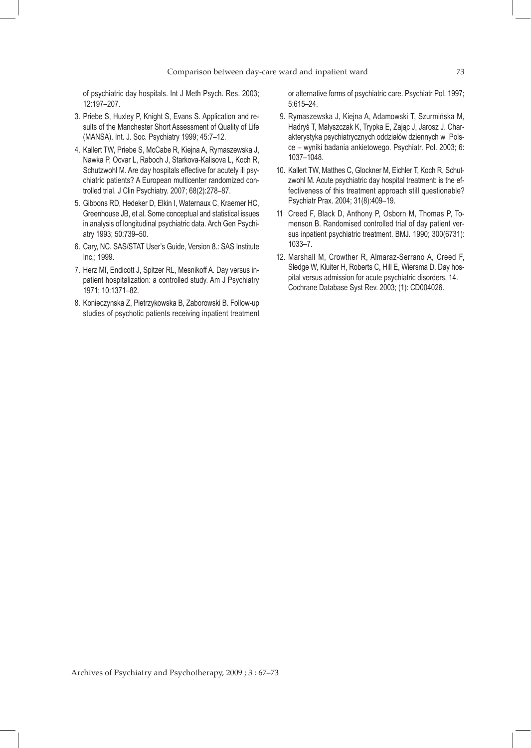of psychiatric day hospitals. Int J Meth Psych. Res. 2003; 12:197–207.

3. Priebe S, Huxley P, Knight S, Evans S. Application and results of the Manchester Short Assessment of Quality of Life (MANSA). Int. J. Soc. Psychiatry 1999; 45:7–12.
4. Kallert TW, Priebe S, McCabe R, Kiejna A, Rymaszewska J, Nawka P, Ocvar L, Raboch J, Starkova-Kalisova L, Koch R, Schutzwohl M. Are day hospitals effective for acutely ill psychiatric patients? A European multicenter randomized controlled trial. J Clin Psychiatry. 2007; 68(2):278–87.
5. Gibbons RD, Hedeker D, Elkin I, Waternaux C, Kraemer HC, Greenhouse JB, et al. Some conceptual and statistical issues in analysis of longitudinal psychiatric data. Arch Gen Psychiatry 1993; 50:739–50.
6. Cary, NC. SAS/STAT User's Guide, Version 8.: SAS Institute Inc.; 1999.
7. Herz MI, Endicott J, Spitzer RL, Mesnikoff A. Day versus inpatient hospitalization: a controlled study. Am J Psychiatry 1971; 10:1371–82.
8. Konieczynska Z, Pietrzykowska B, Zaborowski B. Follow-up studies of psychotic patients receiving inpatient treatment or alternative forms of psychiatric care. Psychiatr Pol. 1997; 5:615–24.
9. Rymaszewska J, Kiejna A, Adamowski T, Szurmińska M, Hadryś T, Małyszczak K, Trypka E, Zając J, Jarosz J. Charakterystyka psychiatrycznych oddziałów dziennych w Polsce – wyniki badania ankietowego. Psychiatr. Pol. 2003; 6: 1037–1048.
10. Kallert TW, Matthes C, Glockner M, Eichler T, Koch R, Schutzwohl M. Acute psychiatric day hospital treatment: is the effectiveness of this treatment approach still questionable? Psychiatr Prax. 2004; 31(8):409–19.
11. Creed F, Black D, Anthony P, Osborn M, Thomas P, Tomenson B. Randomised controlled trial of day patient versus inpatient psychiatric treatment. BMJ. 1990; 300(6731): 1033–7.
12. Marshall M, Crowther R, Almaraz-Serrano A, Creed F, Sledge W, Kluiter H, Roberts C, Hill E, Wiersma D. Day hospital versus admission for acute psychiatric disorders. 14. Cochrane Database Syst Rev. 2003; (1): CD004026.